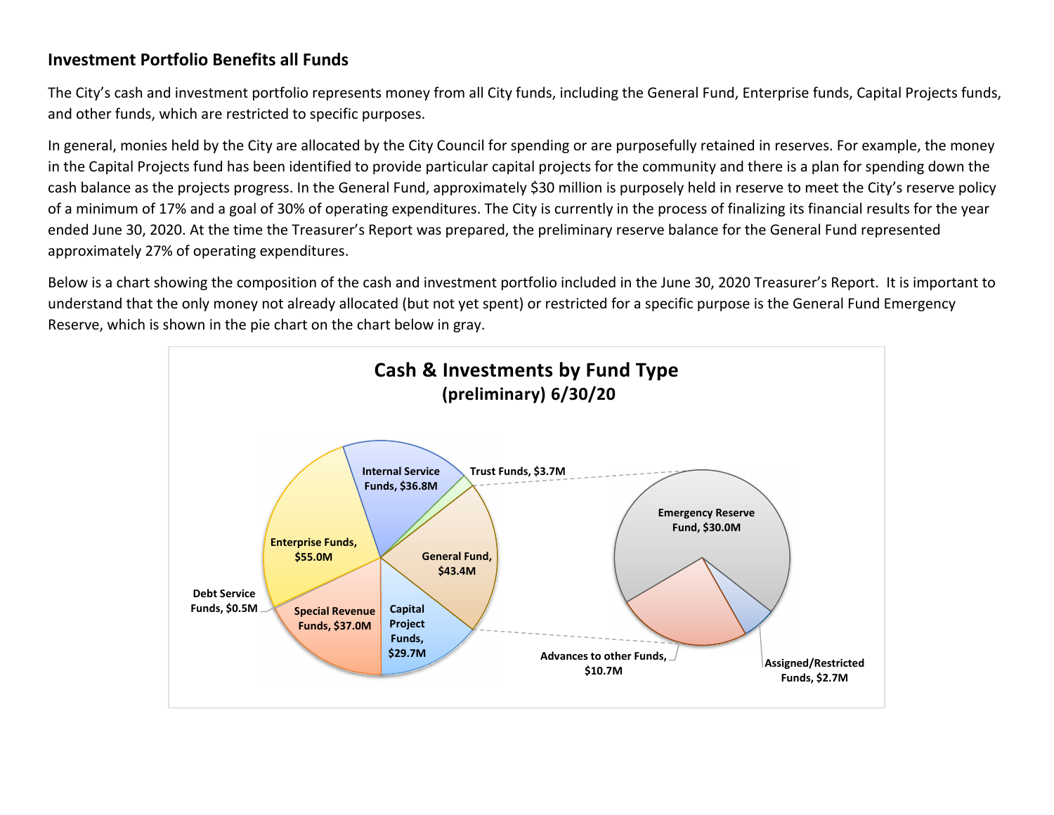## Investment Portfolio Benefits all Funds

The City's cash and investment portfolio represents money from all City funds, including the General Fund, Enterprise funds, Capital Projects funds, and other funds, which are restricted to specific purposes.

In general, monies held by the City are allocated by the City Council for spending or are purposefully retained in reserves. For example, the money in the Capital Projects fund has been identified to provide particular capital projects for the community and there is a plan for spending down the cash balance as the projects progress. In the General Fund, approximately $30 million is purposely held in reserve to meet the City's reserve policy of a minimum of 17% and a goal of 30% of operating expenditures. The City is currently in the process of finalizing its financial results for the year ended June 30, 2020. At the time the Treasurer's Report was prepared, the preliminary reserve balance for the General Fund represented approximately 27% of operating expenditures.

Below is a chart showing the composition of the cash and investment portfolio included in the June 30, 2020 Treasurer's Report. It is important to understand that the only money not already allocated (but not yet spent) or restricted for a specific purpose is the General Fund Emergency Reserve, which is shown in the pie chart on the chart below in gray.

**Cash & Investments by Fund Type**
**(preliminary) 6/30/20**

| Fund Type | Amount |
| --- | --- |
| Internal Service Funds | $36.8M |
| Trust Funds | $3.7M |
| General Fund | $43.4M |
| Capital Project Funds | $29.7M |
| Special Revenue Funds | $37.0M |
| Debt Service Funds | $0.5M |
| Enterprise Funds | $55.0M |

| General Fund Breakdown | Amount |
| --- | --- |
| Emergency Reserve Fund | $30.0M |
| Advances to other Funds | $10.7M |
| Assigned/Restricted Funds | $2.7M |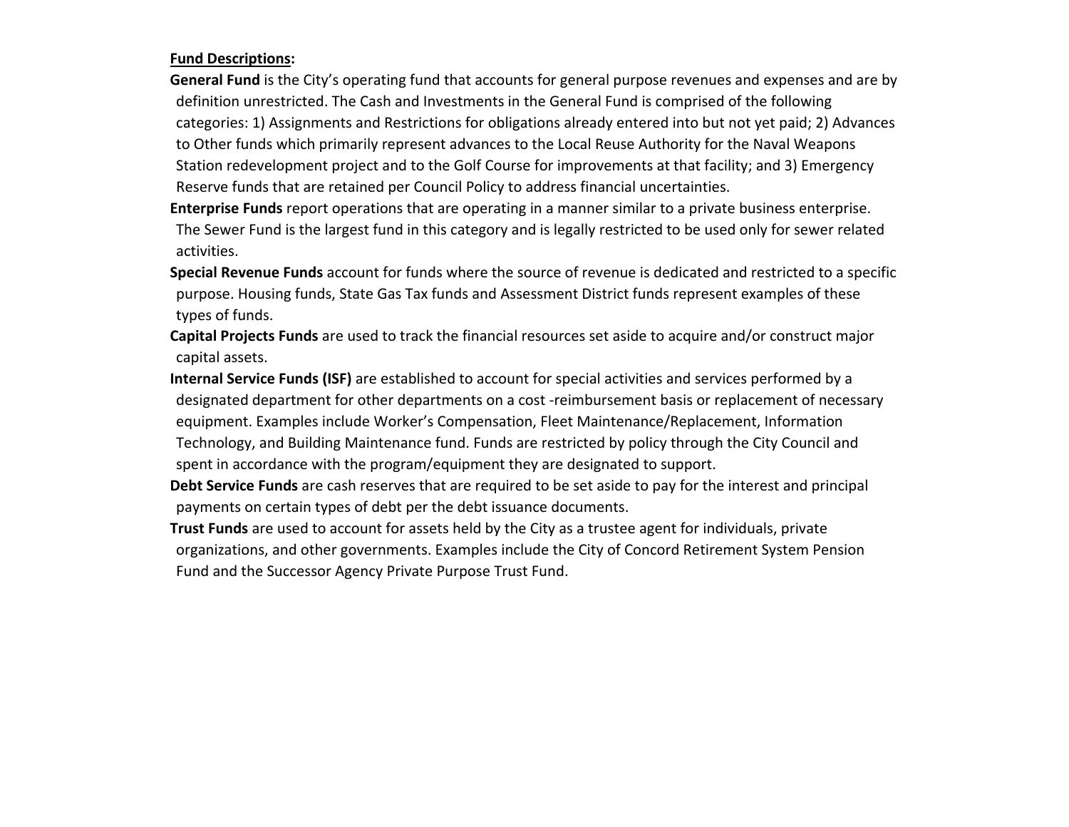**<u>Fund Descriptions</u>:**

**General Fund** is the City's operating fund that accounts for general purpose revenues and expenses and are by definition unrestricted. The Cash and Investments in the General Fund is comprised of the following categories: 1) Assignments and Restrictions for obligations already entered into but not yet paid; 2) Advances to Other funds which primarily represent advances to the Local Reuse Authority for the Naval Weapons Station redevelopment project and to the Golf Course for improvements at that facility; and 3) Emergency Reserve funds that are retained per Council Policy to address financial uncertainties.

**Enterprise Funds** report operations that are operating in a manner similar to a private business enterprise. The Sewer Fund is the largest fund in this category and is legally restricted to be used only for sewer related activities.

**Special Revenue Funds** account for funds where the source of revenue is dedicated and restricted to a specific purpose. Housing funds, State Gas Tax funds and Assessment District funds represent examples of these types of funds.

**Capital Projects Funds** are used to track the financial resources set aside to acquire and/or construct major capital assets.

**Internal Service Funds (ISF)** are established to account for special activities and services performed by a designated department for other departments on a cost -reimbursement basis or replacement of necessary equipment. Examples include Worker's Compensation, Fleet Maintenance/Replacement, Information Technology, and Building Maintenance fund. Funds are restricted by policy through the City Council and spent in accordance with the program/equipment they are designated to support.

**Debt Service Funds** are cash reserves that are required to be set aside to pay for the interest and principal payments on certain types of debt per the debt issuance documents.

**Trust Funds** are used to account for assets held by the City as a trustee agent for individuals, private organizations, and other governments. Examples include the City of Concord Retirement System Pension Fund and the Successor Agency Private Purpose Trust Fund.